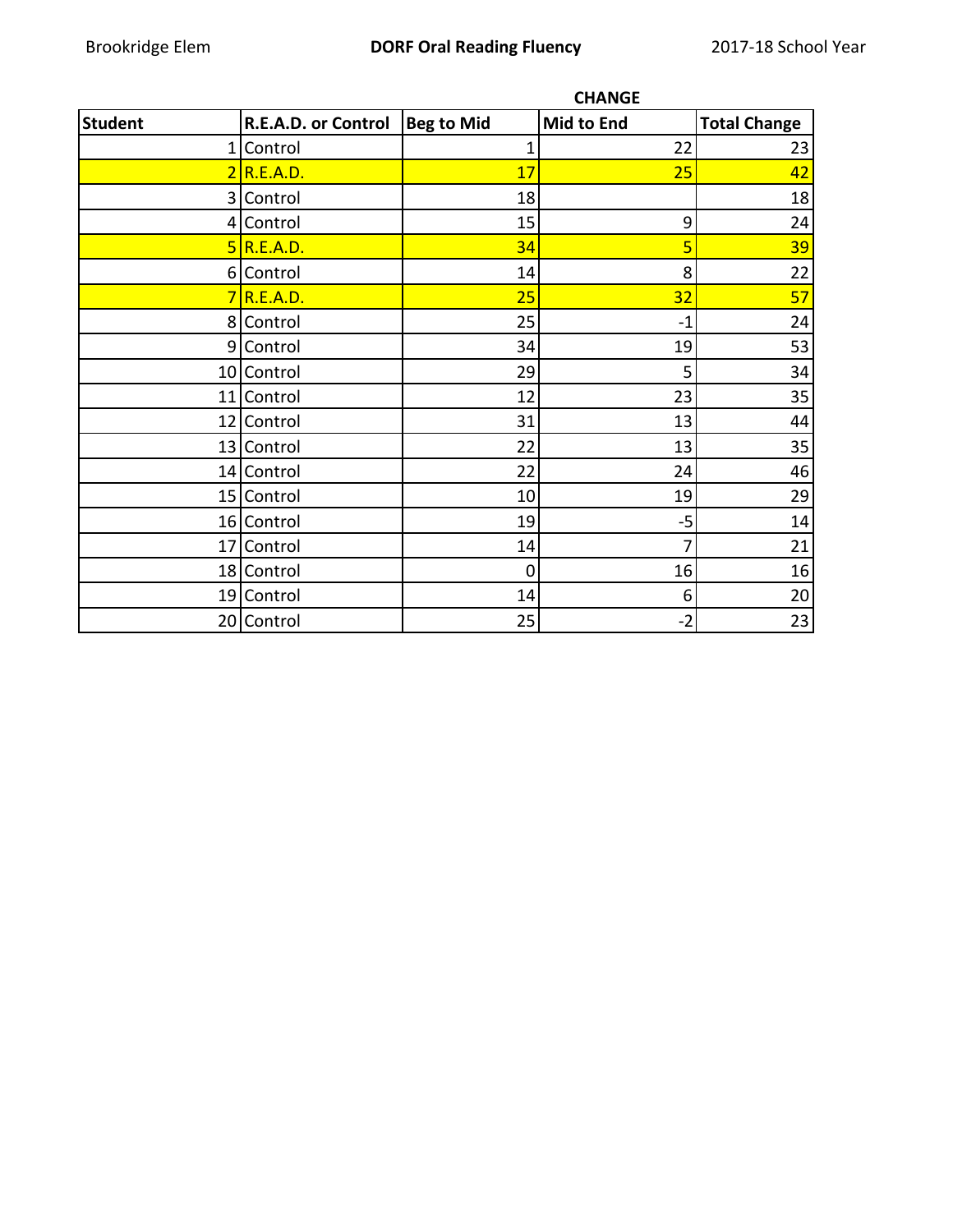Brookridge Elem

**DORF Oral Reading Fluency**

2017-18 School Year

| Student | R.E.A.D. or Control | Beg to Mid | Mid to End | Total Change |
|---|---|---|---|---|
| | | CHANGE | | |
| 1 | Control | 1 | 22 | 23 |
| 2 | R.E.A.D. | 17 | 25 | 42 |
| 3 | Control | 18 | | 18 |
| 4 | Control | 15 | 9 | 24 |
| 5 | R.E.A.D. | 34 | 5 | 39 |
| 6 | Control | 14 | 8 | 22 |
| 7 | R.E.A.D. | 25 | 32 | 57 |
| 8 | Control | 25 | -1 | 24 |
| 9 | Control | 34 | 19 | 53 |
| 10 | Control | 29 | 5 | 34 |
| 11 | Control | 12 | 23 | 35 |
| 12 | Control | 31 | 13 | 44 |
| 13 | Control | 22 | 13 | 35 |
| 14 | Control | 22 | 24 | 46 |
| 15 | Control | 10 | 19 | 29 |
| 16 | Control | 19 | -5 | 14 |
| 17 | Control | 14 | 7 | 21 |
| 18 | Control | 0 | 16 | 16 |
| 19 | Control | 14 | 6 | 20 |
| 20 | Control | 25 | -2 | 23 |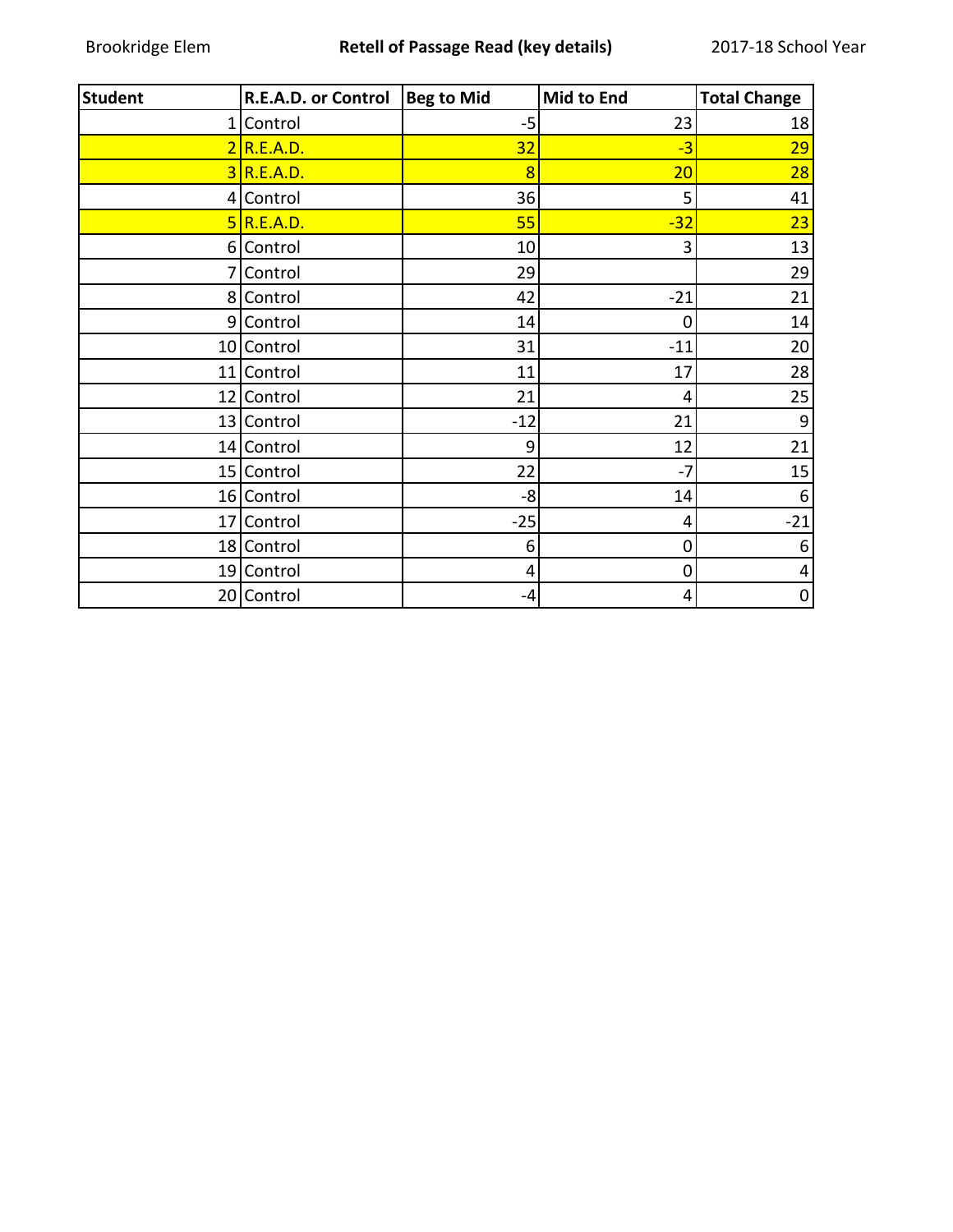Brookridge Elem

**Retell of Passage Read (key details)**

2017-18 School Year

| Student | R.E.A.D. or Control | Beg to Mid | Mid to End | Total Change |
|---|---|---|---|---|
| 1 | Control | -5 | 23 | 18 |
| 2 | R.E.A.D. | 32 | -3 | 29 |
| 3 | R.E.A.D. | 8 | 20 | 28 |
| 4 | Control | 36 | 5 | 41 |
| 5 | R.E.A.D. | 55 | -32 | 23 |
| 6 | Control | 10 | 3 | 13 |
| 7 | Control | 29 | | 29 |
| 8 | Control | 42 | -21 | 21 |
| 9 | Control | 14 | 0 | 14 |
| 10 | Control | 31 | -11 | 20 |
| 11 | Control | 11 | 17 | 28 |
| 12 | Control | 21 | 4 | 25 |
| 13 | Control | -12 | 21 | 9 |
| 14 | Control | 9 | 12 | 21 |
| 15 | Control | 22 | -7 | 15 |
| 16 | Control | -8 | 14 | 6 |
| 17 | Control | -25 | 4 | -21 |
| 18 | Control | 6 | 0 | 6 |
| 19 | Control | 4 | 0 | 4 |
| 20 | Control | -4 | 4 | 0 |